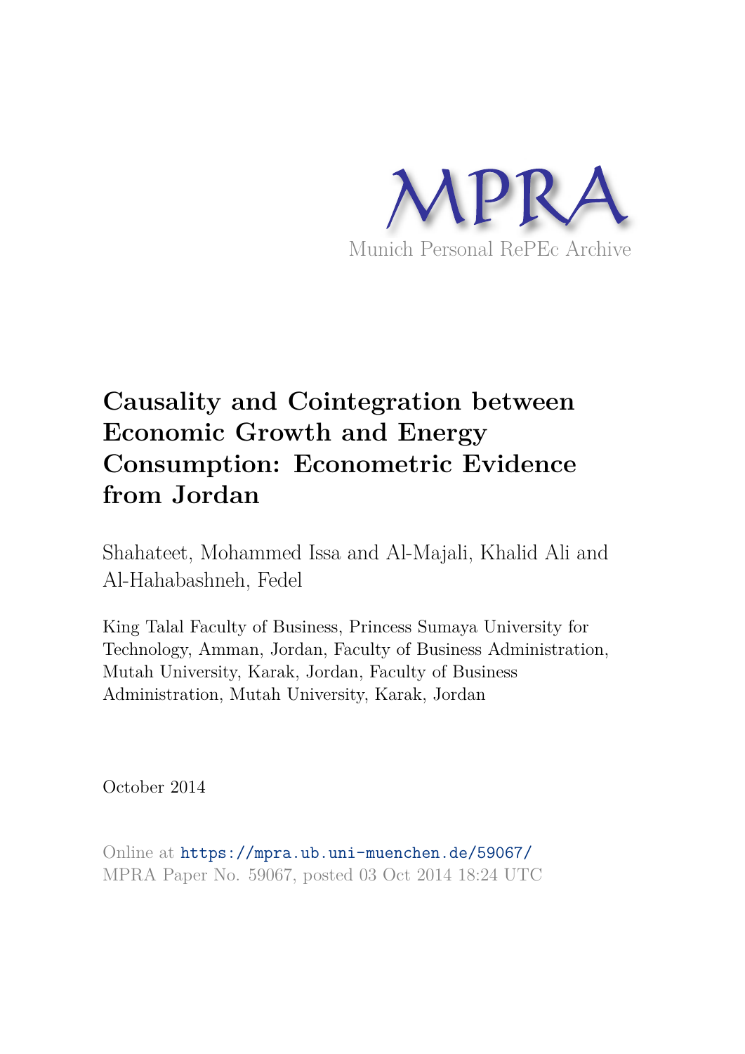MPRA

Munich Personal RePEc Archive

# Causality and Cointegration between Economic Growth and Energy Consumption: Econometric Evidence from Jordan

Shahateet, Mohammed Issa and Al-Majali, Khalid Ali and Al-Hahabashneh, Fedel

King Talal Faculty of Business, Princess Sumaya University for Technology, Amman, Jordan, Faculty of Business Administration, Mutah University, Karak, Jordan, Faculty of Business Administration, Mutah University, Karak, Jordan

October 2014

Online at https://mpra.ub.uni-muenchen.de/59067/
MPRA Paper No. 59067, posted 03 Oct 2014 18:24 UTC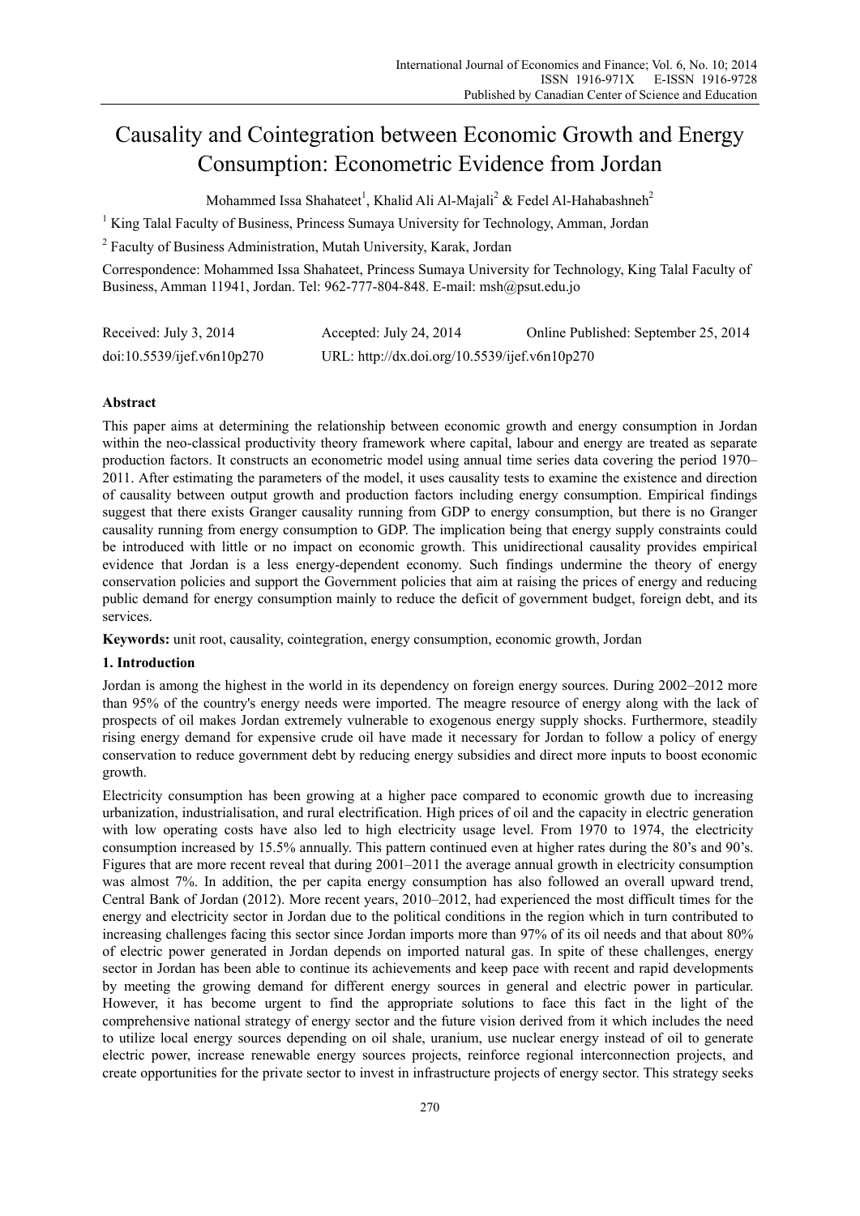# Causality and Cointegration between Economic Growth and Energy Consumption: Econometric Evidence from Jordan

Mohammed Issa Shahateet[1], Khalid Ali Al-Majali[2] & Fedel Al-Hahabashneh[2]

[1] King Talal Faculty of Business, Princess Sumaya University for Technology, Amman, Jordan

[2] Faculty of Business Administration, Mutah University, Karak, Jordan

Correspondence: Mohammed Issa Shahateet, Princess Sumaya University for Technology, King Talal Faculty of Business, Amman 11941, Jordan. Tel: 962-777-804-848. E-mail: msh@psut.edu.jo

| Received: July 3, 2014 | Accepted: July 24, 2014 | Online Published: September 25, 2014 |
|---|---|---|
| doi:10.5539/ijef.v6n10p270 | URL: http://dx.doi.org/10.5539/ijef.v6n10p270 | |

## Abstract

This paper aims at determining the relationship between economic growth and energy consumption in Jordan within the neo-classical productivity theory framework where capital, labour and energy are treated as separate production factors. It constructs an econometric model using annual time series data covering the period 1970–2011. After estimating the parameters of the model, it uses causality tests to examine the existence and direction of causality between output growth and production factors including energy consumption. Empirical findings suggest that there exists Granger causality running from GDP to energy consumption, but there is no Granger causality running from energy consumption to GDP. The implication being that energy supply constraints could be introduced with little or no impact on economic growth. This unidirectional causality provides empirical evidence that Jordan is a less energy-dependent economy. Such findings undermine the theory of energy conservation policies and support the Government policies that aim at raising the prices of energy and reducing public demand for energy consumption mainly to reduce the deficit of government budget, foreign debt, and its services.

**Keywords:** unit root, causality, cointegration, energy consumption, economic growth, Jordan

## 1. Introduction

Jordan is among the highest in the world in its dependency on foreign energy sources. During 2002–2012 more than 95% of the country's energy needs were imported. The meagre resource of energy along with the lack of prospects of oil makes Jordan extremely vulnerable to exogenous energy supply shocks. Furthermore, steadily rising energy demand for expensive crude oil have made it necessary for Jordan to follow a policy of energy conservation to reduce government debt by reducing energy subsidies and direct more inputs to boost economic growth.

Electricity consumption has been growing at a higher pace compared to economic growth due to increasing urbanization, industrialisation, and rural electrification. High prices of oil and the capacity in electric generation with low operating costs have also led to high electricity usage level. From 1970 to 1974, the electricity consumption increased by 15.5% annually. This pattern continued even at higher rates during the 80's and 90's. Figures that are more recent reveal that during 2001–2011 the average annual growth in electricity consumption was almost 7%. In addition, the per capita energy consumption has also followed an overall upward trend, Central Bank of Jordan (2012). More recent years, 2010–2012, had experienced the most difficult times for the energy and electricity sector in Jordan due to the political conditions in the region which in turn contributed to increasing challenges facing this sector since Jordan imports more than 97% of its oil needs and that about 80% of electric power generated in Jordan depends on imported natural gas. In spite of these challenges, energy sector in Jordan has been able to continue its achievements and keep pace with recent and rapid developments by meeting the growing demand for different energy sources in general and electric power in particular. However, it has become urgent to find the appropriate solutions to face this fact in the light of the comprehensive national strategy of energy sector and the future vision derived from it which includes the need to utilize local energy sources depending on oil shale, uranium, use nuclear energy instead of oil to generate electric power, increase renewable energy sources projects, reinforce regional interconnection projects, and create opportunities for the private sector to invest in infrastructure projects of energy sector. This strategy seeks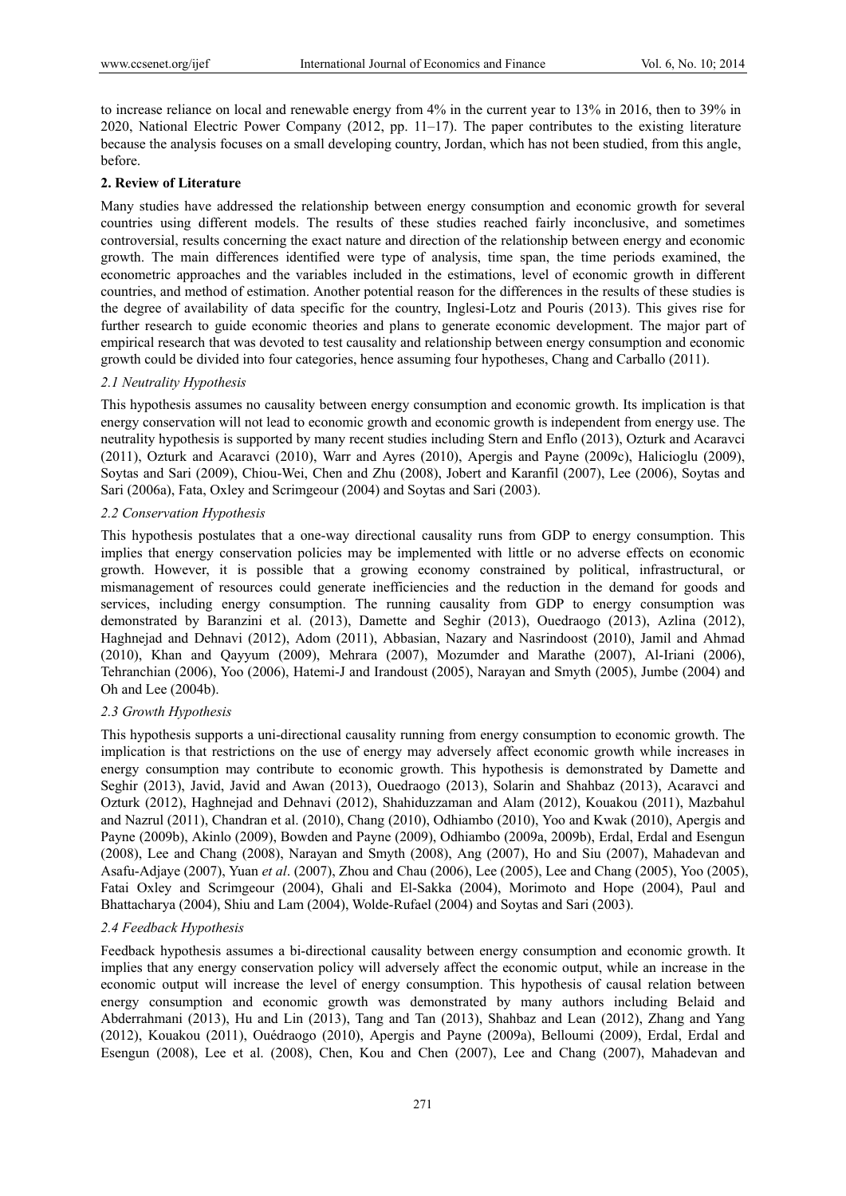to increase reliance on local and renewable energy from 4% in the current year to 13% in 2016, then to 39% in 2020, National Electric Power Company (2012, pp. 11–17). The paper contributes to the existing literature because the analysis focuses on a small developing country, Jordan, which has not been studied, from this angle, before.

## 2. Review of Literature

Many studies have addressed the relationship between energy consumption and economic growth for several countries using different models. The results of these studies reached fairly inconclusive, and sometimes controversial, results concerning the exact nature and direction of the relationship between energy and economic growth. The main differences identified were type of analysis, time span, the time periods examined, the econometric approaches and the variables included in the estimations, level of economic growth in different countries, and method of estimation. Another potential reason for the differences in the results of these studies is the degree of availability of data specific for the country, Inglesi-Lotz and Pouris (2013). This gives rise for further research to guide economic theories and plans to generate economic development. The major part of empirical research that was devoted to test causality and relationship between energy consumption and economic growth could be divided into four categories, hence assuming four hypotheses, Chang and Carballo (2011).

### *2.1 Neutrality Hypothesis*

This hypothesis assumes no causality between energy consumption and economic growth. Its implication is that energy conservation will not lead to economic growth and economic growth is independent from energy use. The neutrality hypothesis is supported by many recent studies including Stern and Enflo (2013), Ozturk and Acaravci (2011), Ozturk and Acaravci (2010), Warr and Ayres (2010), Apergis and Payne (2009c), Halicioglu (2009), Soytas and Sari (2009), Chiou-Wei, Chen and Zhu (2008), Jobert and Karanfil (2007), Lee (2006), Soytas and Sari (2006a), Fata, Oxley and Scrimgeour (2004) and Soytas and Sari (2003).

### *2.2 Conservation Hypothesis*

This hypothesis postulates that a one-way directional causality runs from GDP to energy consumption. This implies that energy conservation policies may be implemented with little or no adverse effects on economic growth. However, it is possible that a growing economy constrained by political, infrastructural, or mismanagement of resources could generate inefficiencies and the reduction in the demand for goods and services, including energy consumption. The running causality from GDP to energy consumption was demonstrated by Baranzini et al. (2013), Damette and Seghir (2013), Ouedraogo (2013), Azlina (2012), Haghnejad and Dehnavi (2012), Adom (2011), Abbasian, Nazary and Nasrindoost (2010), Jamil and Ahmad (2010), Khan and Qayyum (2009), Mehrara (2007), Mozumder and Marathe (2007), Al-Iriani (2006), Tehranchian (2006), Yoo (2006), Hatemi-J and Irandoust (2005), Narayan and Smyth (2005), Jumbe (2004) and Oh and Lee (2004b).

### *2.3 Growth Hypothesis*

This hypothesis supports a uni-directional causality running from energy consumption to economic growth. The implication is that restrictions on the use of energy may adversely affect economic growth while increases in energy consumption may contribute to economic growth. This hypothesis is demonstrated by Damette and Seghir (2013), Javid, Javid and Awan (2013), Ouedraogo (2013), Solarin and Shahbaz (2013), Acaravci and Ozturk (2012), Haghnejad and Dehnavi (2012), Shahiduzzaman and Alam (2012), Kouakou (2011), Mazbahul and Nazrul (2011), Chandran et al. (2010), Chang (2010), Odhiambo (2010), Yoo and Kwak (2010), Apergis and Payne (2009b), Akinlo (2009), Bowden and Payne (2009), Odhiambo (2009a, 2009b), Erdal, Erdal and Esengun (2008), Lee and Chang (2008), Narayan and Smyth (2008), Ang (2007), Ho and Siu (2007), Mahadevan and Asafu-Adjaye (2007), Yuan *et al*. (2007), Zhou and Chau (2006), Lee (2005), Lee and Chang (2005), Yoo (2005), Fatai Oxley and Scrimgeour (2004), Ghali and El-Sakka (2004), Morimoto and Hope (2004), Paul and Bhattacharya (2004), Shiu and Lam (2004), Wolde-Rufael (2004) and Soytas and Sari (2003).

### *2.4 Feedback Hypothesis*

Feedback hypothesis assumes a bi-directional causality between energy consumption and economic growth. It implies that any energy conservation policy will adversely affect the economic output, while an increase in the economic output will increase the level of energy consumption. This hypothesis of causal relation between energy consumption and economic growth was demonstrated by many authors including Belaid and Abderrahmani (2013), Hu and Lin (2013), Tang and Tan (2013), Shahbaz and Lean (2012), Zhang and Yang (2012), Kouakou (2011), Ouédraogo (2010), Apergis and Payne (2009a), Belloumi (2009), Erdal, Erdal and Esengun (2008), Lee et al. (2008), Chen, Kou and Chen (2007), Lee and Chang (2007), Mahadevan and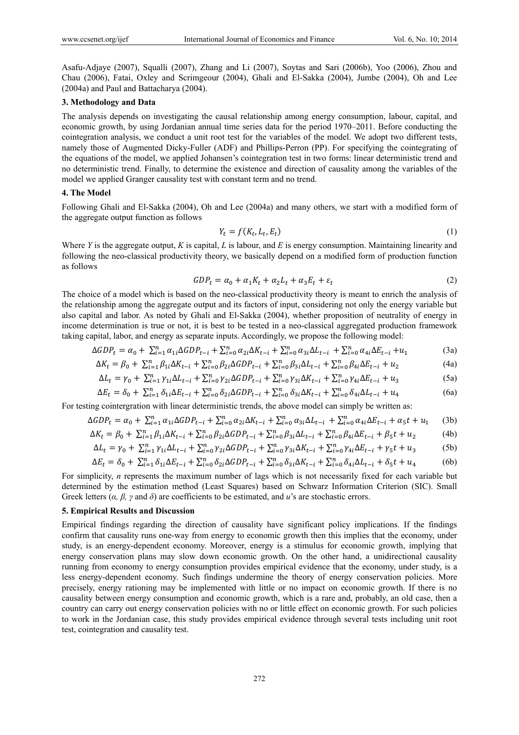Asafu-Adjaye (2007), Squalli (2007), Zhang and Li (2007), Soytas and Sari (2006b), Yoo (2006), Zhou and Chau (2006), Fatai, Oxley and Scrimgeour (2004), Ghali and El-Sakka (2004), Jumbe (2004), Oh and Lee (2004a) and Paul and Battacharya (2004).

## 3. Methodology and Data

The analysis depends on investigating the causal relationship among energy consumption, labour, capital, and economic growth, by using Jordanian annual time series data for the period 1970–2011. Before conducting the cointegration analysis, we conduct a unit root test for the variables of the model. We adopt two different tests, namely those of Augmented Dicky-Fuller (ADF) and Phillips-Perron (PP). For specifying the cointegrating of the equations of the model, we applied Johansen's cointegration test in two forms: linear deterministic trend and no deterministic trend. Finally, to determine the existence and direction of causality among the variables of the model we applied Granger causality test with constant term and no trend.

## 4. The Model

Following Ghali and El-Sakka (2004), Oh and Lee (2004a) and many others, we start with a modified form of the aggregate output function as follows

$$Y_t = f(K_t, L_t, E_t) \tag{1}$$

Where *Y* is the aggregate output, *K* is capital, *L* is labour, and *E* is energy consumption. Maintaining linearity and following the neo-classical productivity theory, we basically depend on a modified form of production function as follows

$$GDP_t = \alpha_0 + \alpha_1 K_t + \alpha_2 L_t + \alpha_3 E_t + \varepsilon_t \tag{2}$$

The choice of a model which is based on the neo-classical productivity theory is meant to enrich the analysis of the relationship among the aggregate output and its factors of input, considering not only the energy variable but also capital and labor. As noted by Ghali and El-Sakka (2004), whether proposition of neutrality of energy in income determination is true or not, it is best to be tested in a neo-classical aggregated production framework taking capital, labor, and energy as separate inputs. Accordingly, we propose the following model:

$$\Delta GDP_t = \alpha_0 + \sum_{i=1}^{n} \alpha_{1i} \Delta GDP_{t-i} + \sum_{i=0}^{n} \alpha_{2i} \Delta K_{t-i} + \sum_{i=0}^{n} \alpha_{3i} \Delta L_{t-i} + \sum_{i=0}^{n} \alpha_{4i} \Delta E_{t-i} + u_1 \tag{3a}$$

$$\Delta K_t = \beta_0 + \sum_{i=1}^{n} \beta_{1i} \Delta K_{t-i} + \sum_{i=0}^{n} \beta_{2i} \Delta GDP_{t-i} + \sum_{i=0}^{n} \beta_{3i} \Delta L_{t-i} + \sum_{i=0}^{n} \beta_{4i} \Delta E_{t-i} + u_2 \tag{4a}$$

$$\Delta L_t = \gamma_0 + \sum_{i=1}^{n} \gamma_{1i} \Delta L_{t-i} + \sum_{i=0}^{n} \gamma_{2i} \Delta GDP_{t-i} + \sum_{i=0}^{n} \gamma_{3i} \Delta K_{t-i} + \sum_{i=0}^{n} \gamma_{4i} \Delta E_{t-i} + u_3 \tag{5a}$$

$$\Delta E_t = \delta_0 + \sum_{i=1}^{n} \delta_{1i} \Delta E_{t-i} + \sum_{i=0}^{n} \delta_{2i} \Delta GDP_{t-i} + \sum_{i=0}^{n} \delta_{3i} \Delta K_{t-i} + \sum_{i=0}^{n} \delta_{4i} \Delta L_{t-i} + u_4 \tag{6a}$$

For testing cointergration with linear deterministic trends, the above model can simply be written as:

$$\Delta GDP_t = \alpha_0 + \sum_{i=1}^{n} \alpha_{1i} \Delta GDP_{t-i} + \sum_{i=0}^{n} \alpha_{2i} \Delta K_{t-i} + \sum_{i=0}^{n} \alpha_{3i} \Delta L_{t-i} + \sum_{i=0}^{n} \alpha_{4i} \Delta E_{t-i} + \alpha_5 t + u_1 \tag{3b}$$

$$\Delta K_t = \beta_0 + \sum_{i=1}^{n} \beta_{1i} \Delta K_{t-i} + \sum_{i=0}^{n} \beta_{2i} \Delta GDP_{t-i} + \sum_{i=0}^{n} \beta_{3i} \Delta L_{t-i} + \sum_{i=0}^{n} \beta_{4i} \Delta E_{t-i} + \beta_5 t + u_2 \tag{4b}$$

$$\Delta L_t = \gamma_0 + \sum_{i=1}^{n} \gamma_{1i} \Delta L_{t-i} + \sum_{i=0}^{n} \gamma_{2i} \Delta GDP_{t-i} + \sum_{i=0}^{n} \gamma_{3i} \Delta K_{t-i} + \sum_{i=0}^{n} \gamma_{4i} \Delta E_{t-i} + \gamma_5 t + u_3 \tag{5b}$$

$$\Delta E_t = \delta_0 + \sum_{i=1}^{n} \delta_{1i} \Delta E_{t-i} + \sum_{i=0}^{n} \delta_{2i} \Delta GDP_{t-i} + \sum_{i=0}^{n} \delta_{3i} \Delta K_{t-i} + \sum_{i=0}^{n} \delta_{4i} \Delta L_{t-i} + \delta_5 t + u_4 \tag{6b}$$

For simplicity, *n* represents the maximum number of lags which is not necessarily fixed for each variable but determined by the estimation method (Least Squares) based on Schwarz Information Criterion (SIC). Small Greek letters ($\alpha$, $\beta$, $\gamma$ and $\delta$) are coefficients to be estimated, and *u*'s are stochastic errors.

## 5. Empirical Results and Discussion

Empirical findings regarding the direction of causality have significant policy implications. If the findings confirm that causality runs one-way from energy to economic growth then this implies that the economy, under study, is an energy-dependent economy. Moreover, energy is a stimulus for economic growth, implying that energy conservation plans may slow down economic growth. On the other hand, a unidirectional causality running from economy to energy consumption provides empirical evidence that the economy, under study, is a less energy-dependent economy. Such findings undermine the theory of energy conservation policies. More precisely, energy rationing may be implemented with little or no impact on economic growth. If there is no causality between energy consumption and economic growth, which is a rare and, probably, an old case, then a country can carry out energy conservation policies with no or little effect on economic growth. For such policies to work in the Jordanian case, this study provides empirical evidence through several tests including unit root test, cointegration and causality test.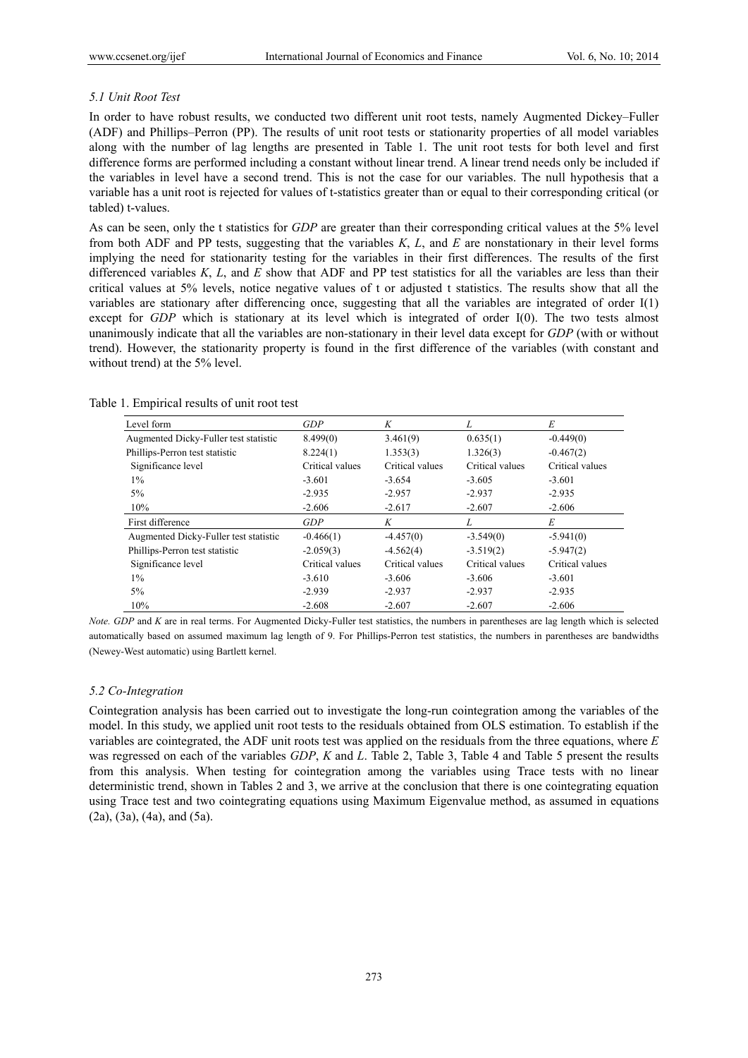### 5.1 Unit Root Test

In order to have robust results, we conducted two different unit root tests, namely Augmented Dickey–Fuller (ADF) and Phillips–Perron (PP). The results of unit root tests or stationarity properties of all model variables along with the number of lag lengths are presented in Table 1. The unit root tests for both level and first difference forms are performed including a constant without linear trend. A linear trend needs only be included if the variables in level have a second trend. This is not the case for our variables. The null hypothesis that a variable has a unit root is rejected for values of t-statistics greater than or equal to their corresponding critical (or tabled) t-values.

As can be seen, only the t statistics for *GDP* are greater than their corresponding critical values at the 5% level from both ADF and PP tests, suggesting that the variables *K*, *L*, and *E* are nonstationary in their level forms implying the need for stationarity testing for the variables in their first differences. The results of the first differenced variables *K*, *L*, and *E* show that ADF and PP test statistics for all the variables are less than their critical values at 5% levels, notice negative values of t or adjusted t statistics. The results show that all the variables are stationary after differencing once, suggesting that all the variables are integrated of order I(1) except for *GDP* which is stationary at its level which is integrated of order I(0). The two tests almost unanimously indicate that all the variables are non-stationary in their level data except for *GDP* (with or without trend). However, the stationarity property is found in the first difference of the variables (with constant and without trend) at the 5% level.

Table 1. Empirical results of unit root test

| Level form | *GDP* | *K* | *L* | *E* |
|---|---|---|---|---|
| Augmented Dicky-Fuller test statistic | 8.499(0) | 3.461(9) | 0.635(1) | -0.449(0) |
| Phillips-Perron test statistic | 8.224(1) | 1.353(3) | 1.326(3) | -0.467(2) |
| Significance level | Critical values | Critical values | Critical values | Critical values |
| 1% | -3.601 | -3.654 | -3.605 | -3.601 |
| 5% | -2.935 | -2.957 | -2.937 | -2.935 |
| 10% | -2.606 | -2.617 | -2.607 | -2.606 |
| **First difference** | *GDP* | *K* | *L* | *E* |
| Augmented Dicky-Fuller test statistic | -0.466(1) | -4.457(0) | -3.549(0) | -5.941(0) |
| Phillips-Perron test statistic | -2.059(3) | -4.562(4) | -3.519(2) | -5.947(2) |
| Significance level | Critical values | Critical values | Critical values | Critical values |
| 1% | -3.610 | -3.606 | -3.606 | -3.601 |
| 5% | -2.939 | -2.937 | -2.937 | -2.935 |
| 10% | -2.608 | -2.607 | -2.607 | -2.606 |

*Note.* *GDP* and *K* are in real terms. For Augmented Dicky-Fuller test statistics, the numbers in parentheses are lag length which is selected automatically based on assumed maximum lag length of 9. For Phillips-Perron test statistics, the numbers in parentheses are bandwidths (Newey-West automatic) using Bartlett kernel.

### 5.2 Co-Integration

Cointegration analysis has been carried out to investigate the long-run cointegration among the variables of the model. In this study, we applied unit root tests to the residuals obtained from OLS estimation. To establish if the variables are cointegrated, the ADF unit roots test was applied on the residuals from the three equations, where *E* was regressed on each of the variables *GDP*, *K* and *L*. Table 2, Table 3, Table 4 and Table 5 present the results from this analysis. When testing for cointegration among the variables using Trace tests with no linear deterministic trend, shown in Tables 2 and 3, we arrive at the conclusion that there is one cointegrating equation using Trace test and two cointegrating equations using Maximum Eigenvalue method, as assumed in equations (2a), (3a), (4a), and (5a).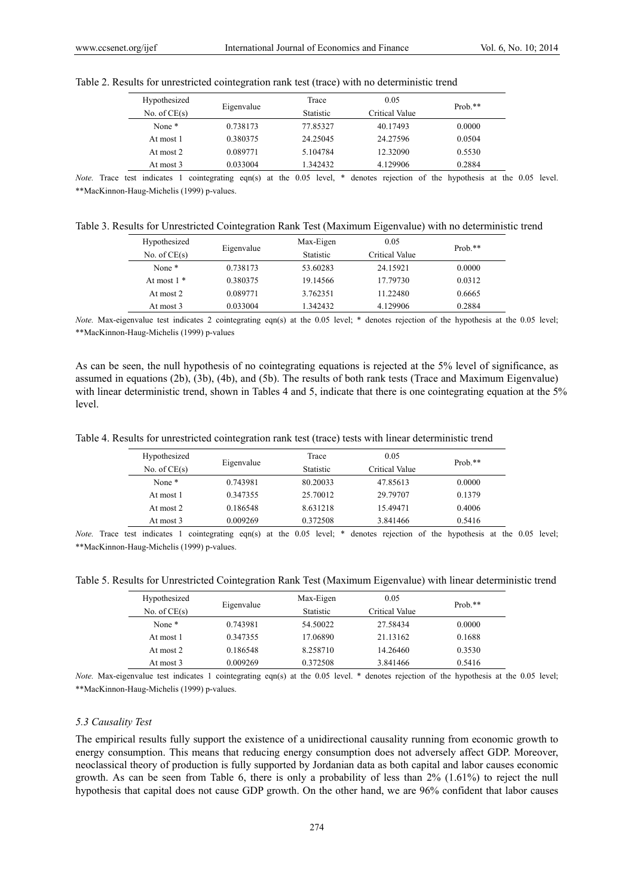Table 2. Results for unrestricted cointegration rank test (trace) with no deterministic trend

| Hypothesized No. of CE(s) | Eigenvalue | Trace Statistic | 0.05 Critical Value | Prob.** |
|---|---|---|---|---|
| None * | 0.738173 | 77.85327 | 40.17493 | 0.0000 |
| At most 1 | 0.380375 | 24.25045 | 24.27596 | 0.0504 |
| At most 2 | 0.089771 | 5.104784 | 12.32090 | 0.5530 |
| At most 3 | 0.033004 | 1.342432 | 4.129906 | 0.2884 |

*Note.* Trace test indicates 1 cointegrating eqn(s) at the 0.05 level, * denotes rejection of the hypothesis at the 0.05 level. **MacKinnon-Haug-Michelis (1999) p-values.

Table 3. Results for Unrestricted Cointegration Rank Test (Maximum Eigenvalue) with no deterministic trend

| Hypothesized No. of CE(s) | Eigenvalue | Max-Eigen Statistic | 0.05 Critical Value | Prob.** |
|---|---|---|---|---|
| None * | 0.738173 | 53.60283 | 24.15921 | 0.0000 |
| At most 1 * | 0.380375 | 19.14566 | 17.79730 | 0.0312 |
| At most 2 | 0.089771 | 3.762351 | 11.22480 | 0.6665 |
| At most 3 | 0.033004 | 1.342432 | 4.129906 | 0.2884 |

*Note.* Max-eigenvalue test indicates 2 cointegrating eqn(s) at the 0.05 level; * denotes rejection of the hypothesis at the 0.05 level; **MacKinnon-Haug-Michelis (1999) p-values

As can be seen, the null hypothesis of no cointegrating equations is rejected at the 5% level of significance, as assumed in equations (2b), (3b), (4b), and (5b). The results of both rank tests (Trace and Maximum Eigenvalue) with linear deterministic trend, shown in Tables 4 and 5, indicate that there is one cointegrating equation at the 5% level.

Table 4. Results for unrestricted cointegration rank test (trace) tests with linear deterministic trend

| Hypothesized No. of CE(s) | Eigenvalue | Trace Statistic | 0.05 Critical Value | Prob.** |
|---|---|---|---|---|
| None * | 0.743981 | 80.20033 | 47.85613 | 0.0000 |
| At most 1 | 0.347355 | 25.70012 | 29.79707 | 0.1379 |
| At most 2 | 0.186548 | 8.631218 | 15.49471 | 0.4006 |
| At most 3 | 0.009269 | 0.372508 | 3.841466 | 0.5416 |

*Note.* Trace test indicates 1 cointegrating eqn(s) at the 0.05 level; * denotes rejection of the hypothesis at the 0.05 level; **MacKinnon-Haug-Michelis (1999) p-values.

Table 5. Results for Unrestricted Cointegration Rank Test (Maximum Eigenvalue) with linear deterministic trend

| Hypothesized No. of CE(s) | Eigenvalue | Max-Eigen Statistic | 0.05 Critical Value | Prob.** |
|---|---|---|---|---|
| None * | 0.743981 | 54.50022 | 27.58434 | 0.0000 |
| At most 1 | 0.347355 | 17.06890 | 21.13162 | 0.1688 |
| At most 2 | 0.186548 | 8.258710 | 14.26460 | 0.3530 |
| At most 3 | 0.009269 | 0.372508 | 3.841466 | 0.5416 |

*Note.* Max-eigenvalue test indicates 1 cointegrating eqn(s) at the 0.05 level. * denotes rejection of the hypothesis at the 0.05 level; **MacKinnon-Haug-Michelis (1999) p-values.

### *5.3 Causality Test*

The empirical results fully support the existence of a unidirectional causality running from economic growth to energy consumption. This means that reducing energy consumption does not adversely affect GDP. Moreover, neoclassical theory of production is fully supported by Jordanian data as both capital and labor causes economic growth. As can be seen from Table 6, there is only a probability of less than 2% (1.61%) to reject the null hypothesis that capital does not cause GDP growth. On the other hand, we are 96% confident that labor causes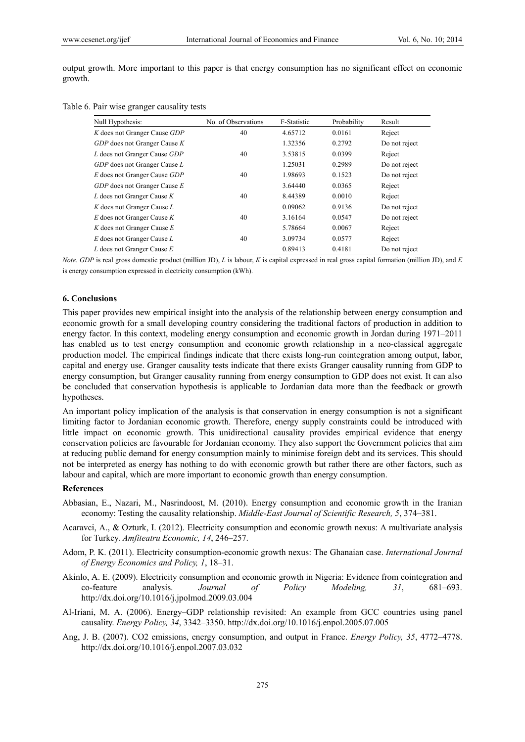output growth. More important to this paper is that energy consumption has no significant effect on economic growth.

Table 6. Pair wise granger causality tests

| Null Hypothesis: | No. of Observations | F-Statistic | Probability | Result |
|---|---|---|---|---|
| *K* does not Granger Cause *GDP* | 40 | 4.65712 | 0.0161 | Reject |
| *GDP* does not Granger Cause *K* | | 1.32356 | 0.2792 | Do not reject |
| *L* does not Granger Cause *GDP* | 40 | 3.53815 | 0.0399 | Reject |
| *GDP* does not Granger Cause *L* | | 1.25031 | 0.2989 | Do not reject |
| *E* does not Granger Cause *GDP* | 40 | 1.98693 | 0.1523 | Do not reject |
| *GDP* does not Granger Cause *E* | | 3.64440 | 0.0365 | Reject |
| *L* does not Granger Cause *K* | 40 | 8.44389 | 0.0010 | Reject |
| *K* does not Granger Cause *L* | | 0.09062 | 0.9136 | Do not reject |
| *E* does not Granger Cause *K* | 40 | 3.16164 | 0.0547 | Do not reject |
| *K* does not Granger Cause *E* | | 5.78664 | 0.0067 | Reject |
| *E* does not Granger Cause *L* | 40 | 3.09734 | 0.0577 | Reject |
| *L* does not Granger Cause *E* | | 0.89413 | 0.4181 | Do not reject |

*Note. GDP* is real gross domestic product (million JD), *L* is labour, *K* is capital expressed in real gross capital formation (million JD), and *E* is energy consumption expressed in electricity consumption (kWh).

## 6. Conclusions

This paper provides new empirical insight into the analysis of the relationship between energy consumption and economic growth for a small developing country considering the traditional factors of production in addition to energy factor. In this context, modeling energy consumption and economic growth in Jordan during 1971–2011 has enabled us to test energy consumption and economic growth relationship in a neo-classical aggregate production model. The empirical findings indicate that there exists long-run cointegration among output, labor, capital and energy use. Granger causality tests indicate that there exists Granger causality running from GDP to energy consumption, but Granger causality running from energy consumption to GDP does not exist. It can also be concluded that conservation hypothesis is applicable to Jordanian data more than the feedback or growth hypotheses.

An important policy implication of the analysis is that conservation in energy consumption is not a significant limiting factor to Jordanian economic growth. Therefore, energy supply constraints could be introduced with little impact on economic growth. This unidirectional causality provides empirical evidence that energy conservation policies are favourable for Jordanian economy. They also support the Government policies that aim at reducing public demand for energy consumption mainly to minimise foreign debt and its services. This should not be interpreted as energy has nothing to do with economic growth but rather there are other factors, such as labour and capital, which are more important to economic growth than energy consumption.

### References

Abbasian, E., Nazari, M., Nasrindoost, M. (2010). Energy consumption and economic growth in the Iranian economy: Testing the causality relationship. *Middle-East Journal of Scientific Research, 5*, 374–381.

Acaravci, A., & Ozturk, I. (2012). Electricity consumption and economic growth nexus: A multivariate analysis for Turkey. *Amfiteatru Economic, 14*, 246–257.

Adom, P. K. (2011). Electricity consumption-economic growth nexus: The Ghanaian case. *International Journal of Energy Economics and Policy, 1*, 18–31.

Akinlo, A. E. (2009). Electricity consumption and economic growth in Nigeria: Evidence from cointegration and co-feature analysis. *Journal of Policy Modeling, 31*, 681–693. http://dx.doi.org/10.1016/j.jpolmod.2009.03.004

Al-Iriani, M. A. (2006). Energy–GDP relationship revisited: An example from GCC countries using panel causality. *Energy Policy, 34*, 3342–3350. http://dx.doi.org/10.1016/j.enpol.2005.07.005

Ang, J. B. (2007). CO2 emissions, energy consumption, and output in France. *Energy Policy, 35*, 4772–4778. http://dx.doi.org/10.1016/j.enpol.2007.03.032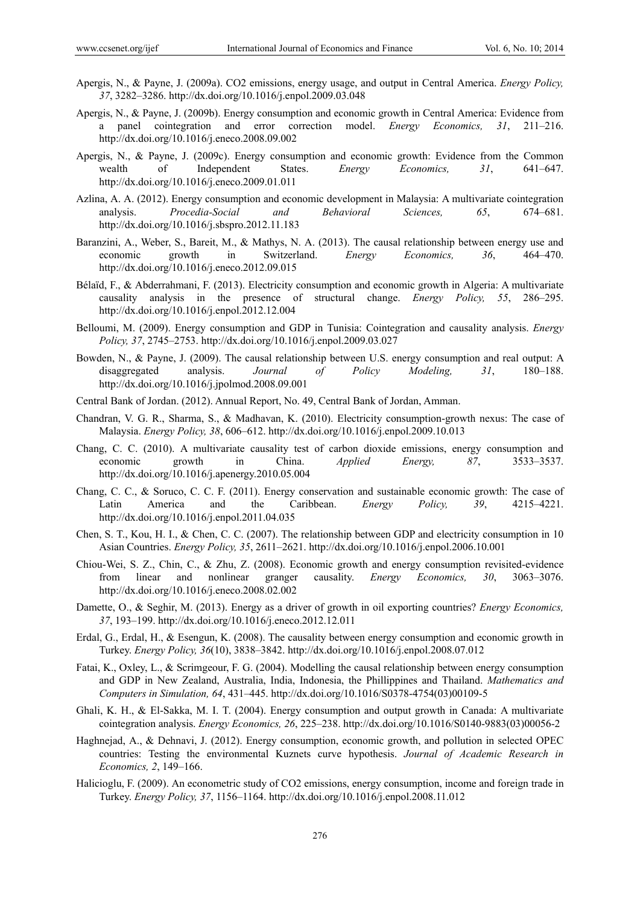Apergis, N., & Payne, J. (2009a). CO2 emissions, energy usage, and output in Central America. *Energy Policy, 37*, 3282–3286. http://dx.doi.org/10.1016/j.enpol.2009.03.048

Apergis, N., & Payne, J. (2009b). Energy consumption and economic growth in Central America: Evidence from a panel cointegration and error correction model. *Energy Economics, 31*, 211–216. http://dx.doi.org/10.1016/j.eneco.2008.09.002

Apergis, N., & Payne, J. (2009c). Energy consumption and economic growth: Evidence from the Common wealth of Independent States. *Energy Economics, 31*, 641–647. http://dx.doi.org/10.1016/j.eneco.2009.01.011

Azlina, A. A. (2012). Energy consumption and economic development in Malaysia: A multivariate cointegration analysis. *Procedia-Social and Behavioral Sciences, 65*, 674–681. http://dx.doi.org/10.1016/j.sbspro.2012.11.183

Baranzini, A., Weber, S., Bareit, M., & Mathys, N. A. (2013). The causal relationship between energy use and economic growth in Switzerland. *Energy Economics, 36*, 464–470. http://dx.doi.org/10.1016/j.eneco.2012.09.015

Bélaïd, F., & Abderrahmani, F. (2013). Electricity consumption and economic growth in Algeria: A multivariate causality analysis in the presence of structural change. *Energy Policy, 55*, 286–295. http://dx.doi.org/10.1016/j.enpol.2012.12.004

Belloumi, M. (2009). Energy consumption and GDP in Tunisia: Cointegration and causality analysis. *Energy Policy, 37*, 2745–2753. http://dx.doi.org/10.1016/j.enpol.2009.03.027

Bowden, N., & Payne, J. (2009). The causal relationship between U.S. energy consumption and real output: A disaggregated analysis. *Journal of Policy Modeling, 31*, 180–188. http://dx.doi.org/10.1016/j.jpolmod.2008.09.001

Central Bank of Jordan. (2012). Annual Report, No. 49, Central Bank of Jordan, Amman.

Chandran, V. G. R., Sharma, S., & Madhavan, K. (2010). Electricity consumption-growth nexus: The case of Malaysia. *Energy Policy, 38*, 606–612. http://dx.doi.org/10.1016/j.enpol.2009.10.013

Chang, C. C. (2010). A multivariate causality test of carbon dioxide emissions, energy consumption and economic growth in China. *Applied Energy, 87*, 3533–3537. http://dx.doi.org/10.1016/j.apenergy.2010.05.004

Chang, C. C., & Soruco, C. C. F. (2011). Energy conservation and sustainable economic growth: The case of Latin America and the Caribbean. *Energy Policy, 39*, 4215–4221. http://dx.doi.org/10.1016/j.enpol.2011.04.035

Chen, S. T., Kou, H. I., & Chen, C. C. (2007). The relationship between GDP and electricity consumption in 10 Asian Countries. *Energy Policy, 35*, 2611–2621. http://dx.doi.org/10.1016/j.enpol.2006.10.001

Chiou-Wei, S. Z., Chin, C., & Zhu, Z. (2008). Economic growth and energy consumption revisited-evidence from linear and nonlinear granger causality. *Energy Economics, 30*, 3063–3076. http://dx.doi.org/10.1016/j.eneco.2008.02.002

Damette, O., & Seghir, M. (2013). Energy as a driver of growth in oil exporting countries? *Energy Economics, 37*, 193–199. http://dx.doi.org/10.1016/j.eneco.2012.12.011

Erdal, G., Erdal, H., & Esengun, K. (2008). The causality between energy consumption and economic growth in Turkey. *Energy Policy, 36*(10), 3838–3842. http://dx.doi.org/10.1016/j.enpol.2008.07.012

Fatai, K., Oxley, L., & Scrimgeour, F. G. (2004). Modelling the causal relationship between energy consumption and GDP in New Zealand, Australia, India, Indonesia, the Phillippines and Thailand. *Mathematics and Computers in Simulation, 64*, 431–445. http://dx.doi.org/10.1016/S0378-4754(03)00109-5

Ghali, K. H., & El-Sakka, M. I. T. (2004). Energy consumption and output growth in Canada: A multivariate cointegration analysis. *Energy Economics, 26*, 225–238. http://dx.doi.org/10.1016/S0140-9883(03)00056-2

Haghnejad, A., & Dehnavi, J. (2012). Energy consumption, economic growth, and pollution in selected OPEC countries: Testing the environmental Kuznets curve hypothesis. *Journal of Academic Research in Economics, 2*, 149–166.

Halicioglu, F. (2009). An econometric study of CO2 emissions, energy consumption, income and foreign trade in Turkey. *Energy Policy, 37*, 1156–1164. http://dx.doi.org/10.1016/j.enpol.2008.11.012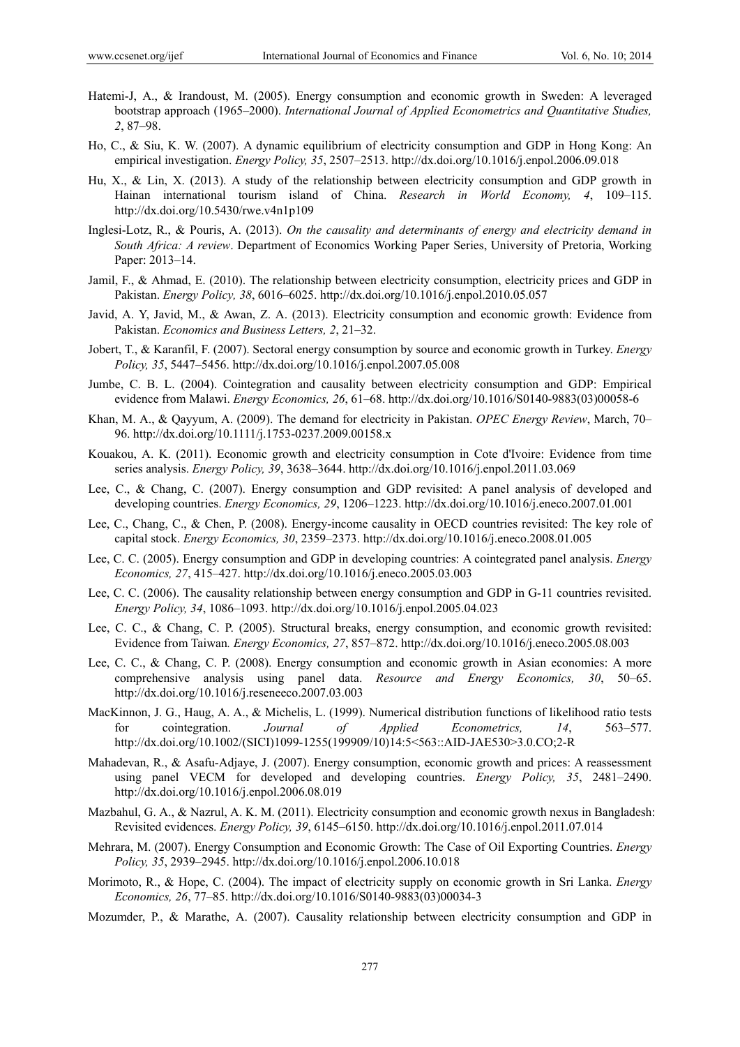Hatemi-J, A., & Irandoust, M. (2005). Energy consumption and economic growth in Sweden: A leveraged bootstrap approach (1965–2000). *International Journal of Applied Econometrics and Quantitative Studies, 2*, 87–98.

Ho, C., & Siu, K. W. (2007). A dynamic equilibrium of electricity consumption and GDP in Hong Kong: An empirical investigation. *Energy Policy, 35*, 2507–2513. http://dx.doi.org/10.1016/j.enpol.2006.09.018

Hu, X., & Lin, X. (2013). A study of the relationship between electricity consumption and GDP growth in Hainan international tourism island of China. *Research in World Economy, 4*, 109–115. http://dx.doi.org/10.5430/rwe.v4n1p109

Inglesi-Lotz, R., & Pouris, A. (2013). *On the causality and determinants of energy and electricity demand in South Africa: A review*. Department of Economics Working Paper Series, University of Pretoria, Working Paper: 2013–14.

Jamil, F., & Ahmad, E. (2010). The relationship between electricity consumption, electricity prices and GDP in Pakistan. *Energy Policy, 38*, 6016–6025. http://dx.doi.org/10.1016/j.enpol.2010.05.057

Javid, A. Y, Javid, M., & Awan, Z. A. (2013). Electricity consumption and economic growth: Evidence from Pakistan. *Economics and Business Letters, 2*, 21–32.

Jobert, T., & Karanfil, F. (2007). Sectoral energy consumption by source and economic growth in Turkey. *Energy Policy, 35*, 5447–5456. http://dx.doi.org/10.1016/j.enpol.2007.05.008

Jumbe, C. B. L. (2004). Cointegration and causality between electricity consumption and GDP: Empirical evidence from Malawi. *Energy Economics, 26*, 61–68. http://dx.doi.org/10.1016/S0140-9883(03)00058-6

Khan, M. A., & Qayyum, A. (2009). The demand for electricity in Pakistan. *OPEC Energy Review*, March, 70–96. http://dx.doi.org/10.1111/j.1753-0237.2009.00158.x

Kouakou, A. K. (2011). Economic growth and electricity consumption in Cote d'Ivoire: Evidence from time series analysis. *Energy Policy, 39*, 3638–3644. http://dx.doi.org/10.1016/j.enpol.2011.03.069

Lee, C., & Chang, C. (2007). Energy consumption and GDP revisited: A panel analysis of developed and developing countries. *Energy Economics, 29*, 1206–1223. http://dx.doi.org/10.1016/j.eneco.2007.01.001

Lee, C., Chang, C., & Chen, P. (2008). Energy-income causality in OECD countries revisited: The key role of capital stock. *Energy Economics, 30*, 2359–2373. http://dx.doi.org/10.1016/j.eneco.2008.01.005

Lee, C. C. (2005). Energy consumption and GDP in developing countries: A cointegrated panel analysis. *Energy Economics, 27*, 415–427. http://dx.doi.org/10.1016/j.eneco.2005.03.003

Lee, C. C. (2006). The causality relationship between energy consumption and GDP in G-11 countries revisited. *Energy Policy, 34*, 1086–1093. http://dx.doi.org/10.1016/j.enpol.2005.04.023

Lee, C. C., & Chang, C. P. (2005). Structural breaks, energy consumption, and economic growth revisited: Evidence from Taiwan*. Energy Economics, 27*, 857–872. http://dx.doi.org/10.1016/j.eneco.2005.08.003

Lee, C. C., & Chang, C. P. (2008). Energy consumption and economic growth in Asian economies: A more comprehensive analysis using panel data. *Resource and Energy Economics, 30*, 50–65. http://dx.doi.org/10.1016/j.reseneeco.2007.03.003

MacKinnon, J. G., Haug, A. A., & Michelis, L. (1999). Numerical distribution functions of likelihood ratio tests for cointegration. *Journal of Applied Econometrics, 14*, 563–577. http://dx.doi.org/10.1002/(SICI)1099-1255(199909/10)14:5<563::AID-JAE530>3.0.CO;2-R

Mahadevan, R., & Asafu-Adjaye, J. (2007). Energy consumption, economic growth and prices: A reassessment using panel VECM for developed and developing countries. *Energy Policy, 35*, 2481–2490. http://dx.doi.org/10.1016/j.enpol.2006.08.019

Mazbahul, G. A., & Nazrul, A. K. M. (2011). Electricity consumption and economic growth nexus in Bangladesh: Revisited evidences. *Energy Policy, 39*, 6145–6150. http://dx.doi.org/10.1016/j.enpol.2011.07.014

Mehrara, M. (2007). Energy Consumption and Economic Growth: The Case of Oil Exporting Countries. *Energy Policy, 35*, 2939–2945. http://dx.doi.org/10.1016/j.enpol.2006.10.018

Morimoto, R., & Hope, C. (2004). The impact of electricity supply on economic growth in Sri Lanka. *Energy Economics, 26*, 77–85. http://dx.doi.org/10.1016/S0140-9883(03)00034-3

Mozumder, P., & Marathe, A. (2007). Causality relationship between electricity consumption and GDP in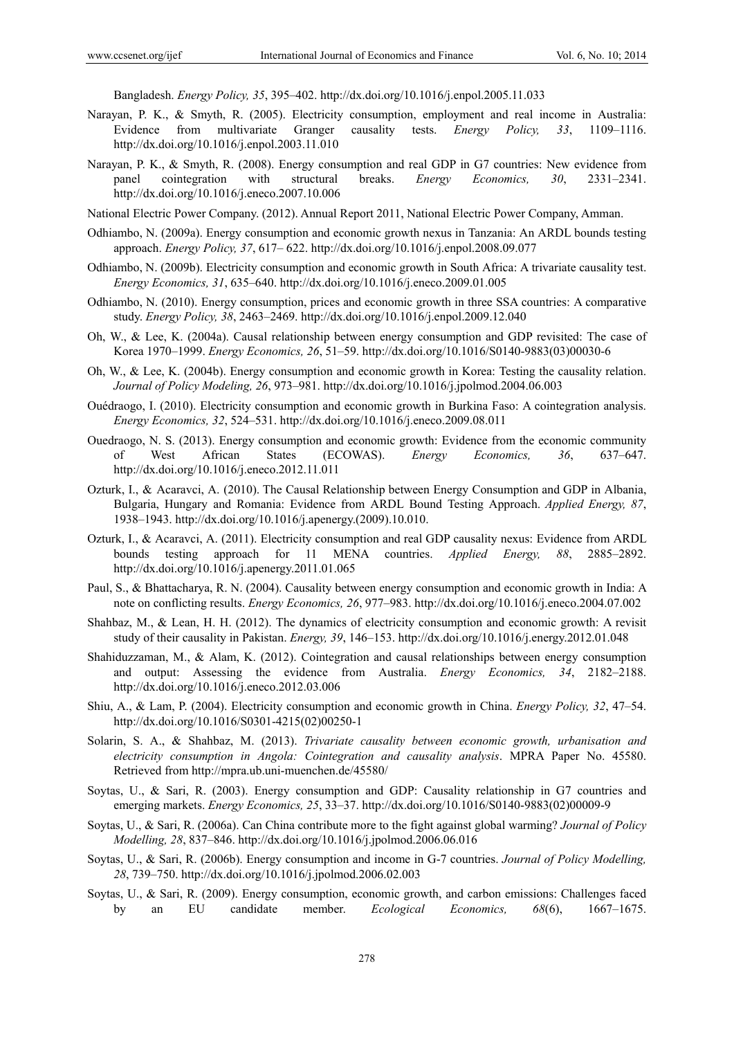Bangladesh. *Energy Policy, 35*, 395–402. http://dx.doi.org/10.1016/j.enpol.2005.11.033

Narayan, P. K., & Smyth, R. (2005). Electricity consumption, employment and real income in Australia: Evidence from multivariate Granger causality tests. *Energy Policy, 33*, 1109–1116. http://dx.doi.org/10.1016/j.enpol.2003.11.010

Narayan, P. K., & Smyth, R. (2008). Energy consumption and real GDP in G7 countries: New evidence from panel cointegration with structural breaks. *Energy Economics, 30*, 2331–2341. http://dx.doi.org/10.1016/j.eneco.2007.10.006

National Electric Power Company. (2012). Annual Report 2011, National Electric Power Company, Amman.

Odhiambo, N. (2009a). Energy consumption and economic growth nexus in Tanzania: An ARDL bounds testing approach. *Energy Policy, 37*, 617– 622. http://dx.doi.org/10.1016/j.enpol.2008.09.077

Odhiambo, N. (2009b). Electricity consumption and economic growth in South Africa: A trivariate causality test. *Energy Economics, 31*, 635–640. http://dx.doi.org/10.1016/j.eneco.2009.01.005

Odhiambo, N. (2010). Energy consumption, prices and economic growth in three SSA countries: A comparative study. *Energy Policy, 38*, 2463–2469. http://dx.doi.org/10.1016/j.enpol.2009.12.040

Oh, W., & Lee, K. (2004a). Causal relationship between energy consumption and GDP revisited: The case of Korea 1970–1999. *Energy Economics, 26*, 51–59. http://dx.doi.org/10.1016/S0140-9883(03)00030-6

Oh, W., & Lee, K. (2004b). Energy consumption and economic growth in Korea: Testing the causality relation. *Journal of Policy Modeling, 26*, 973–981. http://dx.doi.org/10.1016/j.jpolmod.2004.06.003

Ouédraogo, I. (2010). Electricity consumption and economic growth in Burkina Faso: A cointegration analysis. *Energy Economics, 32*, 524–531. http://dx.doi.org/10.1016/j.eneco.2009.08.011

Ouedraogo, N. S. (2013). Energy consumption and economic growth: Evidence from the economic community of West African States (ECOWAS). *Energy Economics, 36*, 637–647. http://dx.doi.org/10.1016/j.eneco.2012.11.011

Ozturk, I., & Acaravci, A. (2010). The Causal Relationship between Energy Consumption and GDP in Albania, Bulgaria, Hungary and Romania: Evidence from ARDL Bound Testing Approach. *Applied Energy, 87*, 1938–1943. http://dx.doi.org/10.1016/j.apenergy.(2009).10.010.

Ozturk, I., & Acaravci, A. (2011). Electricity consumption and real GDP causality nexus: Evidence from ARDL bounds testing approach for 11 MENA countries. *Applied Energy, 88*, 2885–2892. http://dx.doi.org/10.1016/j.apenergy.2011.01.065

Paul, S., & Bhattacharya, R. N. (2004). Causality between energy consumption and economic growth in India: A note on conflicting results. *Energy Economics, 26*, 977–983. http://dx.doi.org/10.1016/j.eneco.2004.07.002

Shahbaz, M., & Lean, H. H. (2012). The dynamics of electricity consumption and economic growth: A revisit study of their causality in Pakistan. *Energy, 39*, 146–153. http://dx.doi.org/10.1016/j.energy.2012.01.048

Shahiduzzaman, M., & Alam, K. (2012). Cointegration and causal relationships between energy consumption and output: Assessing the evidence from Australia. *Energy Economics, 34*, 2182–2188. http://dx.doi.org/10.1016/j.eneco.2012.03.006

Shiu, A., & Lam, P. (2004). Electricity consumption and economic growth in China. *Energy Policy, 32*, 47–54. http://dx.doi.org/10.1016/S0301-4215(02)00250-1

Solarin, S. A., & Shahbaz, M. (2013). *Trivariate causality between economic growth, urbanisation and electricity consumption in Angola: Cointegration and causality analysis*. MPRA Paper No. 45580. Retrieved from http://mpra.ub.uni-muenchen.de/45580/

Soytas, U., & Sari, R. (2003). Energy consumption and GDP: Causality relationship in G7 countries and emerging markets. *Energy Economics, 25*, 33–37. http://dx.doi.org/10.1016/S0140-9883(02)00009-9

Soytas, U., & Sari, R. (2006a). Can China contribute more to the fight against global warming? *Journal of Policy Modelling, 28*, 837–846. http://dx.doi.org/10.1016/j.jpolmod.2006.06.016

Soytas, U., & Sari, R. (2006b). Energy consumption and income in G-7 countries. *Journal of Policy Modelling, 28*, 739–750. http://dx.doi.org/10.1016/j.jpolmod.2006.02.003

Soytas, U., & Sari, R. (2009). Energy consumption, economic growth, and carbon emissions: Challenges faced by an EU candidate member. *Ecological Economics, 68*(6), 1667–1675.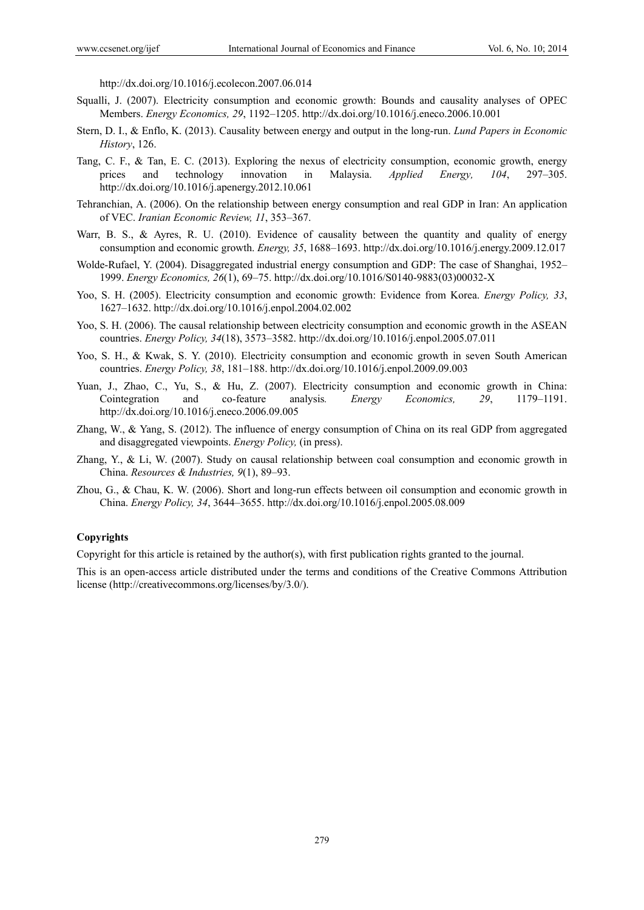http://dx.doi.org/10.1016/j.ecolecon.2007.06.014

Squalli, J. (2007). Electricity consumption and economic growth: Bounds and causality analyses of OPEC Members. *Energy Economics, 29*, 1192–1205. http://dx.doi.org/10.1016/j.eneco.2006.10.001

Stern, D. I., & Enflo, K. (2013). Causality between energy and output in the long-run. *Lund Papers in Economic History*, 126.

Tang, C. F., & Tan, E. C. (2013). Exploring the nexus of electricity consumption, economic growth, energy prices and technology innovation in Malaysia. *Applied Energy, 104*, 297–305. http://dx.doi.org/10.1016/j.apenergy.2012.10.061

Tehranchian, A. (2006). On the relationship between energy consumption and real GDP in Iran: An application of VEC. *Iranian Economic Review, 11*, 353–367.

Warr, B. S., & Ayres, R. U. (2010). Evidence of causality between the quantity and quality of energy consumption and economic growth. *Energy, 35*, 1688–1693. http://dx.doi.org/10.1016/j.energy.2009.12.017

Wolde-Rufael, Y. (2004). Disaggregated industrial energy consumption and GDP: The case of Shanghai, 1952–1999. *Energy Economics, 26*(1), 69–75. http://dx.doi.org/10.1016/S0140-9883(03)00032-X

Yoo, S. H. (2005). Electricity consumption and economic growth: Evidence from Korea. *Energy Policy, 33*, 1627–1632. http://dx.doi.org/10.1016/j.enpol.2004.02.002

Yoo, S. H. (2006). The causal relationship between electricity consumption and economic growth in the ASEAN countries. *Energy Policy, 34*(18), 3573–3582. http://dx.doi.org/10.1016/j.enpol.2005.07.011

Yoo, S. H., & Kwak, S. Y. (2010). Electricity consumption and economic growth in seven South American countries. *Energy Policy, 38*, 181–188. http://dx.doi.org/10.1016/j.enpol.2009.09.003

Yuan, J., Zhao, C., Yu, S., & Hu, Z. (2007). Electricity consumption and economic growth in China: Cointegration and co-feature analysis. *Energy Economics, 29*, 1179–1191. http://dx.doi.org/10.1016/j.eneco.2006.09.005

Zhang, W., & Yang, S. (2012). The influence of energy consumption of China on its real GDP from aggregated and disaggregated viewpoints. *Energy Policy,* (in press).

Zhang, Y., & Li, W. (2007). Study on causal relationship between coal consumption and economic growth in China. *Resources & Industries, 9*(1), 89–93.

Zhou, G., & Chau, K. W. (2006). Short and long-run effects between oil consumption and economic growth in China. *Energy Policy, 34*, 3644–3655. http://dx.doi.org/10.1016/j.enpol.2005.08.009

**Copyrights**

Copyright for this article is retained by the author(s), with first publication rights granted to the journal.

This is an open-access article distributed under the terms and conditions of the Creative Commons Attribution license (http://creativecommons.org/licenses/by/3.0/).